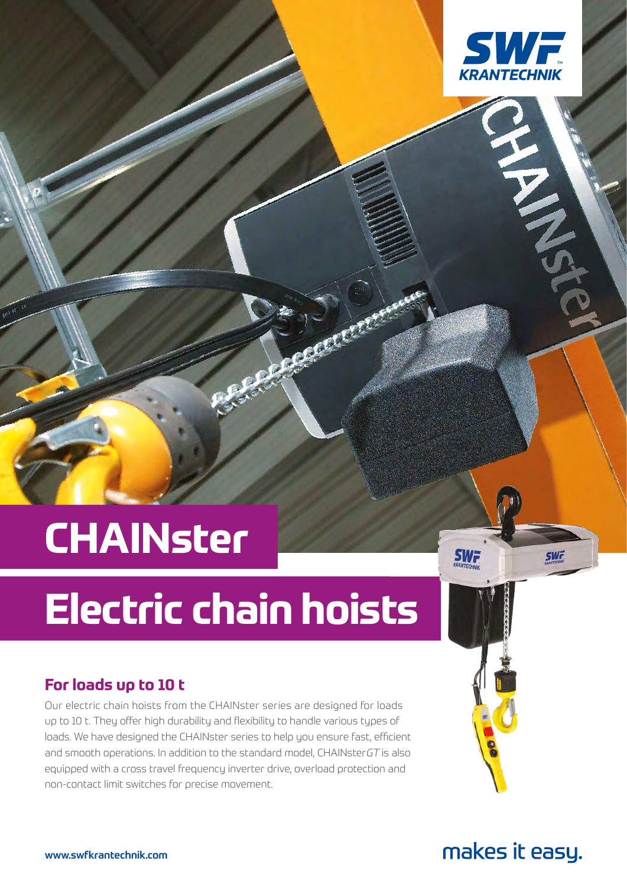# CHAINster

# Electric chain hoists

## For loads up to 10 t

Our electric chain hoists from the CHAINster series are designed for loads up to 10 t. They offer high durability and flexibility to handle various types of loads. We have designed the CHAINster series to help you ensure fast, efficient and smooth operations. In addition to the standard model, CHAINster*GT* is also equipped with a cross travel frequency inverter drive, overload protection and non-contact limit switches for precise movement.

www.swfkrantechnik.com

makes it easy.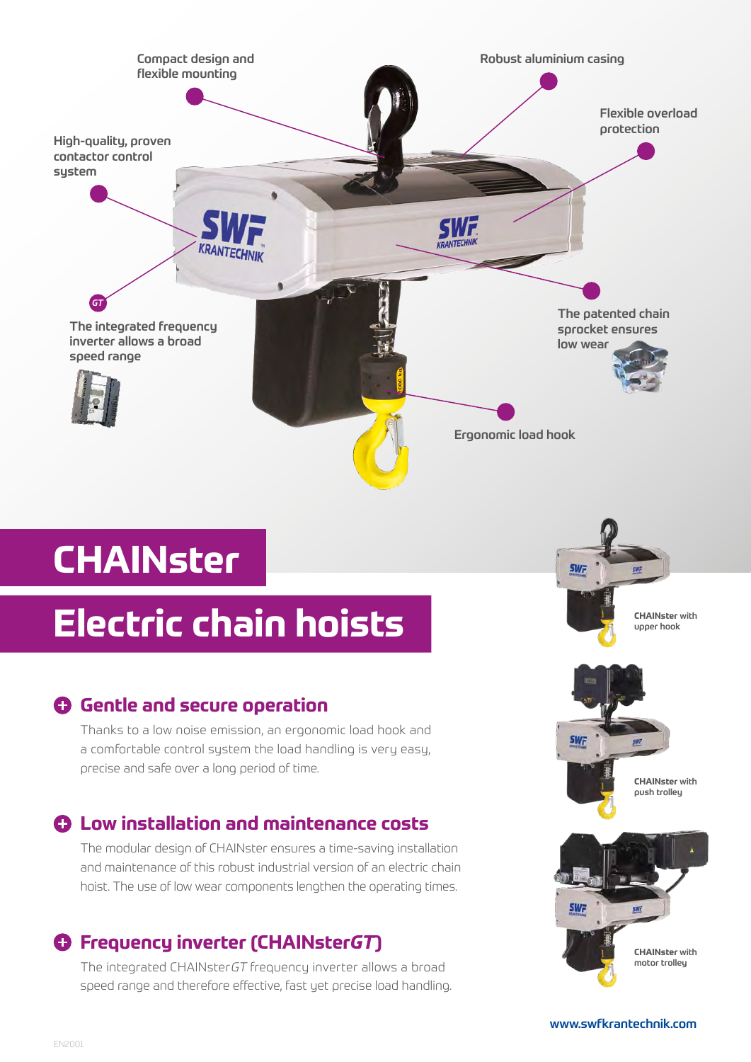Compact design and flexible mounting

Robust aluminium casing

Flexible overload protection

High-quality, proven contactor control system

GT

The integrated frequency inverter allows a broad speed range

The patented chain sprocket ensures low wear

Ergonomic load hook

# CHAINster

# Electric chain hoists

## Gentle and secure operation

Thanks to a low noise emission, an ergonomic load hook and a comfortable control system the load handling is very easy, precise and safe over a long period of time.

## Low installation and maintenance costs

The modular design of CHAINster ensures a time-saving installation and maintenance of this robust industrial version of an electric chain hoist. The use of low wear components lengthen the operating times.

## Frequency inverter (CHAINster*GT*)

The integrated CHAINster*GT* frequency inverter allows a broad speed range and therefore effective, fast yet precise load handling.

CHAINster with upper hook

CHAINster with push trolley

CHAINster with motor trolley

www.swfkrantechnik.com

EN2001